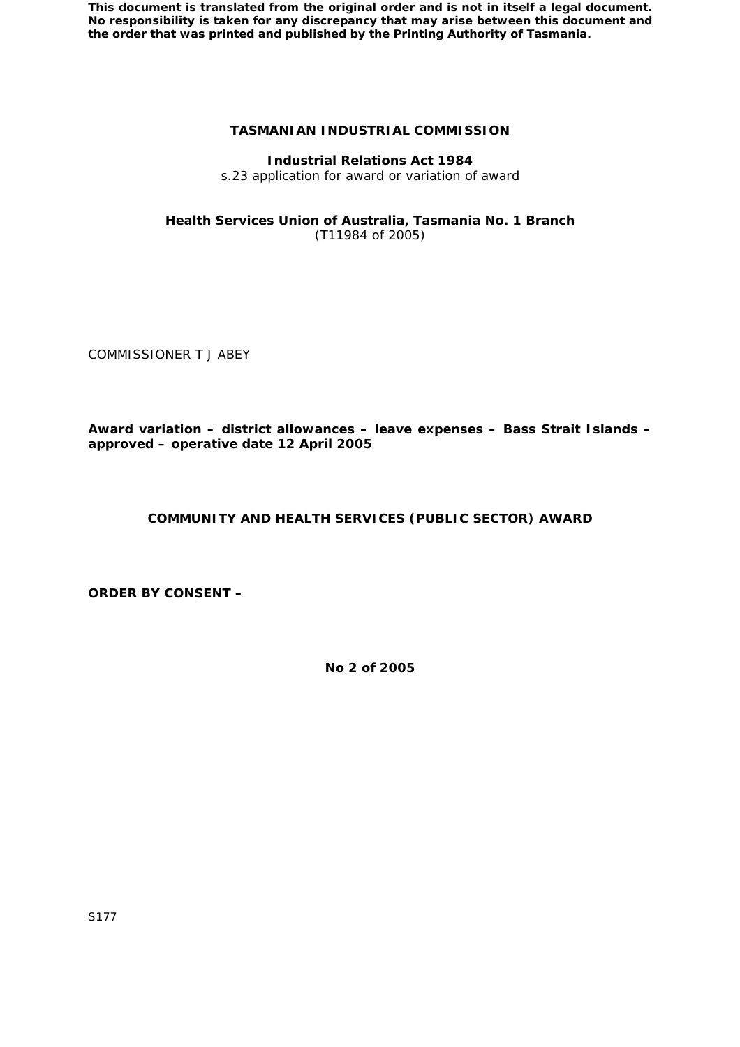**This document is translated from the original order and is not in itself a legal document. No responsibility is taken for any discrepancy that may arise between this document and the order that was printed and published by the Printing Authority of Tasmania.**

# TASMANIAN INDUSTRIAL COMMISSION

**Industrial Relations Act 1984**
s.23 application for award or variation of award

**Health Services Union of Australia, Tasmania No. 1 Branch**
(T11984 of 2005)

COMMISSIONER T J ABEY

**Award variation – district allowances – leave expenses – Bass Strait Islands – approved – operative date 12 April 2005**

## COMMUNITY AND HEALTH SERVICES (PUBLIC SECTOR) AWARD

**ORDER BY CONSENT –**

**No 2 of 2005**

S177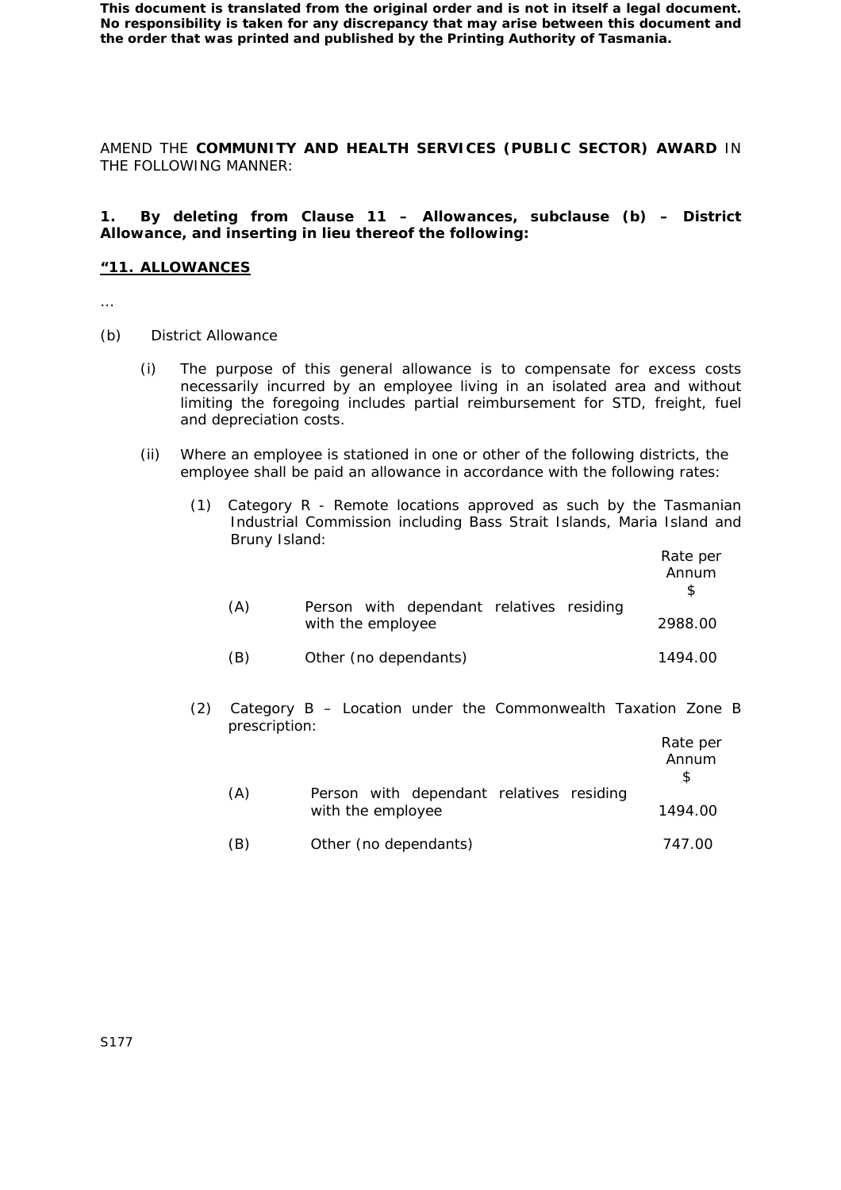**This document is translated from the original order and is not in itself a legal document. No responsibility is taken for any discrepancy that may arise between this document and the order that was printed and published by the Printing Authority of Tasmania.**

AMEND THE **COMMUNITY AND HEALTH SERVICES (PUBLIC SECTOR) AWARD** IN THE FOLLOWING MANNER:

**1. By deleting from Clause 11 – Allowances, subclause (b) – District Allowance, and inserting in lieu thereof the following:**

**<u>"11. ALLOWANCES</u>**

…

(b) District Allowance

(i) The purpose of this general allowance is to compensate for excess costs necessarily incurred by an employee living in an isolated area and without limiting the foregoing includes partial reimbursement for STD, freight, fuel and depreciation costs.

(ii) Where an employee is stationed in one or other of the following districts, the employee shall be paid an allowance in accordance with the following rates:

(1) Category R - Remote locations approved as such by the Tasmanian Industrial Commission including Bass Strait Islands, Maria Island and Bruny Island:

| | | Rate per Annum $ |
|---|---|---|
| (A) | Person with dependant relatives residing with the employee | 2988.00 |
| (B) | Other (no dependants) | 1494.00 |

(2) Category B – Location under the Commonwealth Taxation Zone B prescription:

| | | Rate per Annum $ |
|---|---|---|
| (A) | Person with dependant relatives residing with the employee | 1494.00 |
| (B) | Other (no dependants) | 747.00 |

S177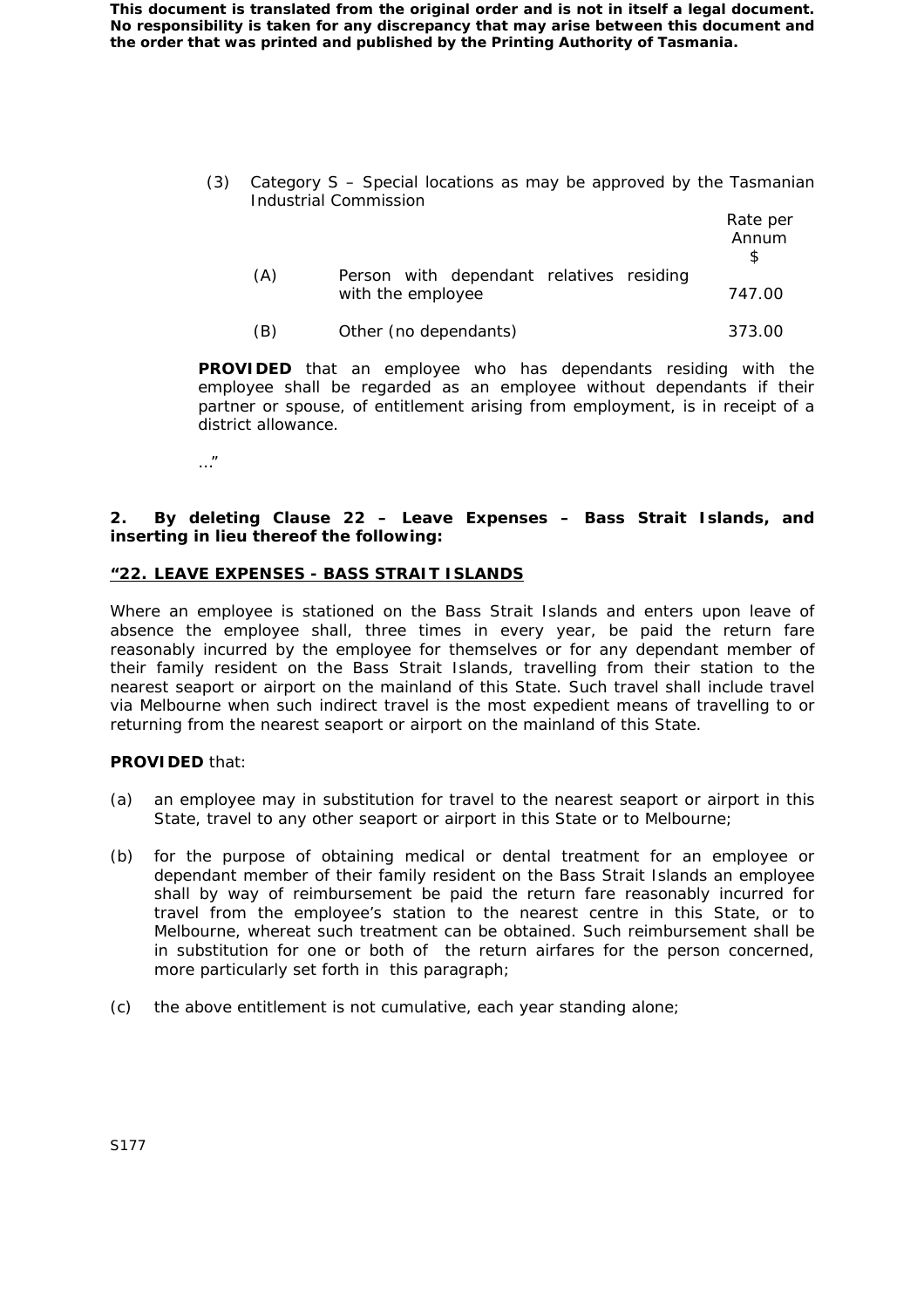(3) Category S – Special locations as may be approved by the Tasmanian Industrial Commission

| | | Rate per Annum $ |
|---|---|---|
| (A) | Person with dependant relatives residing with the employee | 747.00 |
| (B) | Other (no dependants) | 373.00 |

**PROVIDED** that an employee who has dependants residing with the employee shall be regarded as an employee without dependants if their partner or spouse, of entitlement arising from employment, is in receipt of a district allowance.

…"

**2. By deleting Clause 22 – Leave Expenses – Bass Strait Islands, and inserting in lieu thereof the following:**

**"22. LEAVE EXPENSES - BASS STRAIT ISLANDS**

Where an employee is stationed on the Bass Strait Islands and enters upon leave of absence the employee shall, three times in every year, be paid the return fare reasonably incurred by the employee for themselves or for any dependant member of their family resident on the Bass Strait Islands, travelling from their station to the nearest seaport or airport on the mainland of this State. Such travel shall include travel via Melbourne when such indirect travel is the most expedient means of travelling to or returning from the nearest seaport or airport on the mainland of this State.

**PROVIDED** that:

(a) an employee may in substitution for travel to the nearest seaport or airport in this State, travel to any other seaport or airport in this State or to Melbourne;

(b) for the purpose of obtaining medical or dental treatment for an employee or dependant member of their family resident on the Bass Strait Islands an employee shall by way of reimbursement be paid the return fare reasonably incurred for travel from the employee's station to the nearest centre in this State, or to Melbourne, whereat such treatment can be obtained. Such reimbursement shall be in substitution for one or both of the return airfares for the person concerned, more particularly set forth in this paragraph;

(c) the above entitlement is not cumulative, each year standing alone;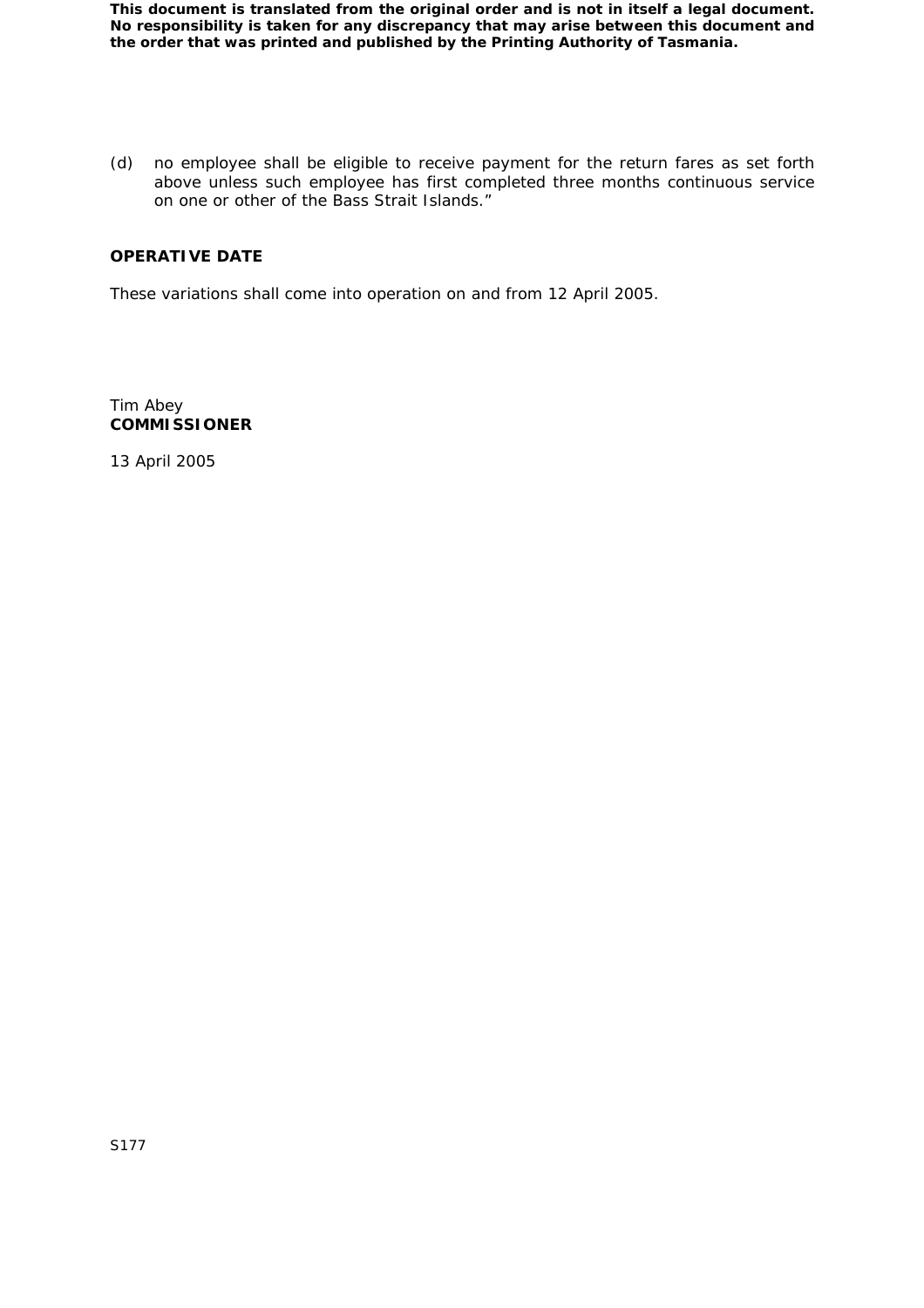(d) no employee shall be eligible to receive payment for the return fares as set forth above unless such employee has first completed three months continuous service on one or other of the Bass Strait Islands."

**OPERATIVE DATE**

These variations shall come into operation on and from 12 April 2005.

Tim Abey
**COMMISSIONER**

13 April 2005